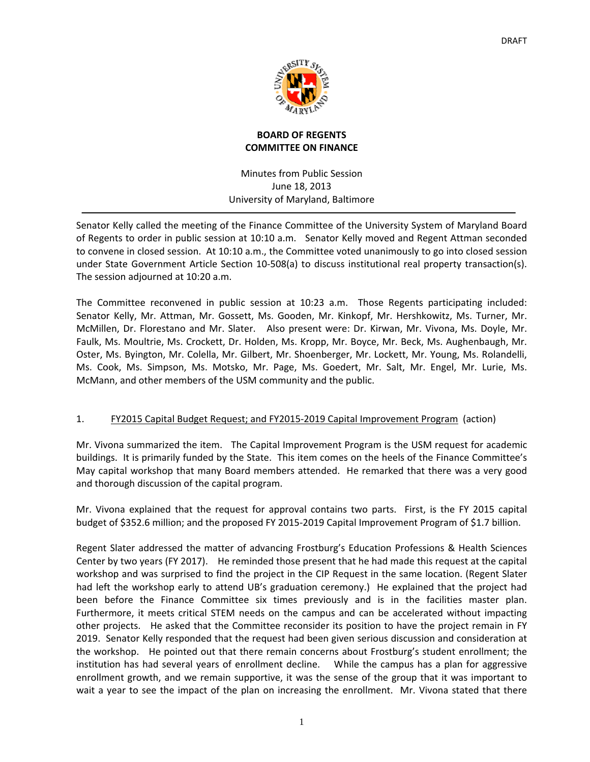DRAFT

**BOARD OF REGENTS**
**COMMITTEE ON FINANCE**

Minutes from Public Session
June 18, 2013
University of Maryland, Baltimore

---

Senator Kelly called the meeting of the Finance Committee of the University System of Maryland Board of Regents to order in public session at 10:10 a.m. Senator Kelly moved and Regent Attman seconded to convene in closed session. At 10:10 a.m., the Committee voted unanimously to go into closed session under State Government Article Section 10-508(a) to discuss institutional real property transaction(s). The session adjourned at 10:20 a.m.

The Committee reconvened in public session at 10:23 a.m. Those Regents participating included: Senator Kelly, Mr. Attman, Mr. Gossett, Ms. Gooden, Mr. Kinkopf, Mr. Hershkowitz, Ms. Turner, Mr. McMillen, Dr. Florestano and Mr. Slater. Also present were: Dr. Kirwan, Mr. Vivona, Ms. Doyle, Mr. Faulk, Ms. Moultrie, Ms. Crockett, Dr. Holden, Ms. Kropp, Mr. Boyce, Mr. Beck, Ms. Aughenbaugh, Mr. Oster, Ms. Byington, Mr. Colella, Mr. Gilbert, Mr. Shoenberger, Mr. Lockett, Mr. Young, Ms. Rolandelli, Ms. Cook, Ms. Simpson, Ms. Motsko, Mr. Page, Ms. Goedert, Mr. Salt, Mr. Engel, Mr. Lurie, Ms. McMann, and other members of the USM community and the public.

1. FY2015 Capital Budget Request; and FY2015-2019 Capital Improvement Program (action)

Mr. Vivona summarized the item. The Capital Improvement Program is the USM request for academic buildings. It is primarily funded by the State. This item comes on the heels of the Finance Committee's May capital workshop that many Board members attended. He remarked that there was a very good and thorough discussion of the capital program.

Mr. Vivona explained that the request for approval contains two parts. First, is the FY 2015 capital budget of $352.6 million; and the proposed FY 2015-2019 Capital Improvement Program of $1.7 billion.

Regent Slater addressed the matter of advancing Frostburg's Education Professions & Health Sciences Center by two years (FY 2017). He reminded those present that he had made this request at the capital workshop and was surprised to find the project in the CIP Request in the same location. (Regent Slater had left the workshop early to attend UB's graduation ceremony.) He explained that the project had been before the Finance Committee six times previously and is in the facilities master plan. Furthermore, it meets critical STEM needs on the campus and can be accelerated without impacting other projects. He asked that the Committee reconsider its position to have the project remain in FY 2019. Senator Kelly responded that the request had been given serious discussion and consideration at the workshop. He pointed out that there remain concerns about Frostburg's student enrollment; the institution has had several years of enrollment decline. While the campus has a plan for aggressive enrollment growth, and we remain supportive, it was the sense of the group that it was important to wait a year to see the impact of the plan on increasing the enrollment. Mr. Vivona stated that there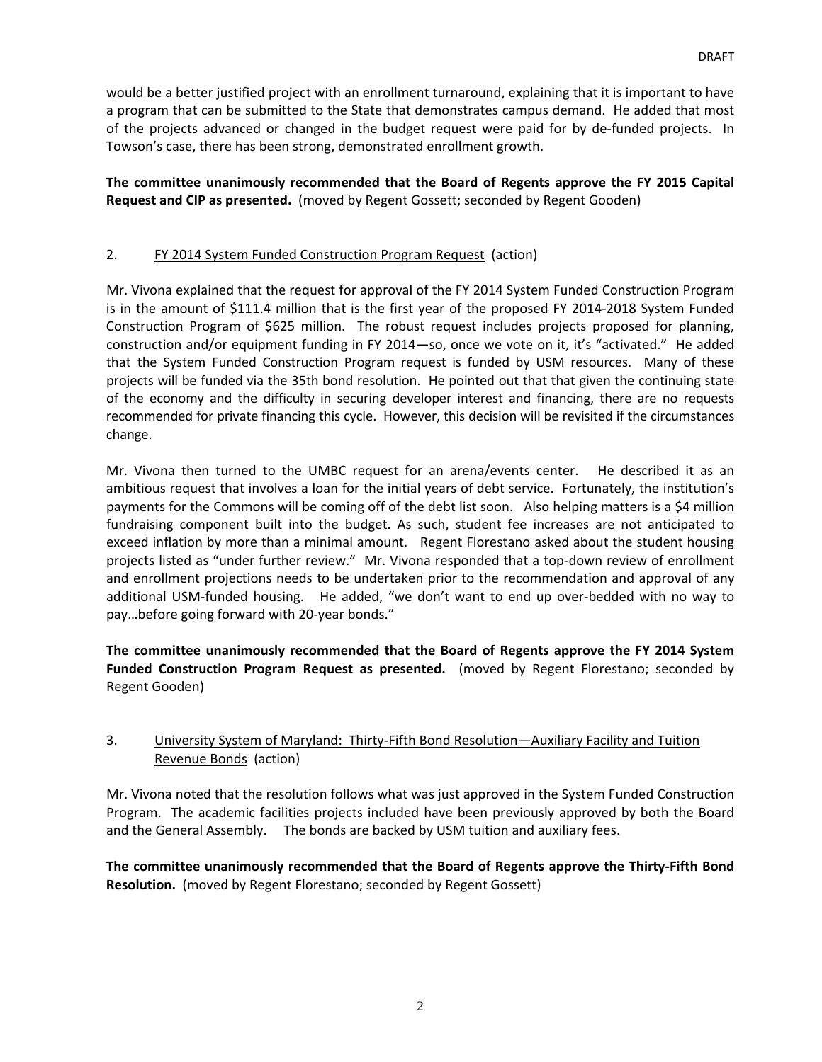would be a better justified project with an enrollment turnaround, explaining that it is important to have a program that can be submitted to the State that demonstrates campus demand. He added that most of the projects advanced or changed in the budget request were paid for by de-funded projects. In Towson's case, there has been strong, demonstrated enrollment growth.

**The committee unanimously recommended that the Board of Regents approve the FY 2015 Capital Request and CIP as presented.** (moved by Regent Gossett; seconded by Regent Gooden)

2. FY 2014 System Funded Construction Program Request (action)

Mr. Vivona explained that the request for approval of the FY 2014 System Funded Construction Program is in the amount of $111.4 million that is the first year of the proposed FY 2014-2018 System Funded Construction Program of $625 million. The robust request includes projects proposed for planning, construction and/or equipment funding in FY 2014—so, once we vote on it, it's "activated." He added that the System Funded Construction Program request is funded by USM resources. Many of these projects will be funded via the 35th bond resolution. He pointed out that that given the continuing state of the economy and the difficulty in securing developer interest and financing, there are no requests recommended for private financing this cycle. However, this decision will be revisited if the circumstances change.

Mr. Vivona then turned to the UMBC request for an arena/events center. He described it as an ambitious request that involves a loan for the initial years of debt service. Fortunately, the institution's payments for the Commons will be coming off of the debt list soon. Also helping matters is a $4 million fundraising component built into the budget. As such, student fee increases are not anticipated to exceed inflation by more than a minimal amount. Regent Florestano asked about the student housing projects listed as "under further review." Mr. Vivona responded that a top-down review of enrollment and enrollment projections needs to be undertaken prior to the recommendation and approval of any additional USM-funded housing. He added, "we don't want to end up over-bedded with no way to pay…before going forward with 20-year bonds."

**The committee unanimously recommended that the Board of Regents approve the FY 2014 System Funded Construction Program Request as presented.** (moved by Regent Florestano; seconded by Regent Gooden)

3. University System of Maryland: Thirty-Fifth Bond Resolution—Auxiliary Facility and Tuition Revenue Bonds (action)

Mr. Vivona noted that the resolution follows what was just approved in the System Funded Construction Program. The academic facilities projects included have been previously approved by both the Board and the General Assembly. The bonds are backed by USM tuition and auxiliary fees.

**The committee unanimously recommended that the Board of Regents approve the Thirty-Fifth Bond Resolution.** (moved by Regent Florestano; seconded by Regent Gossett)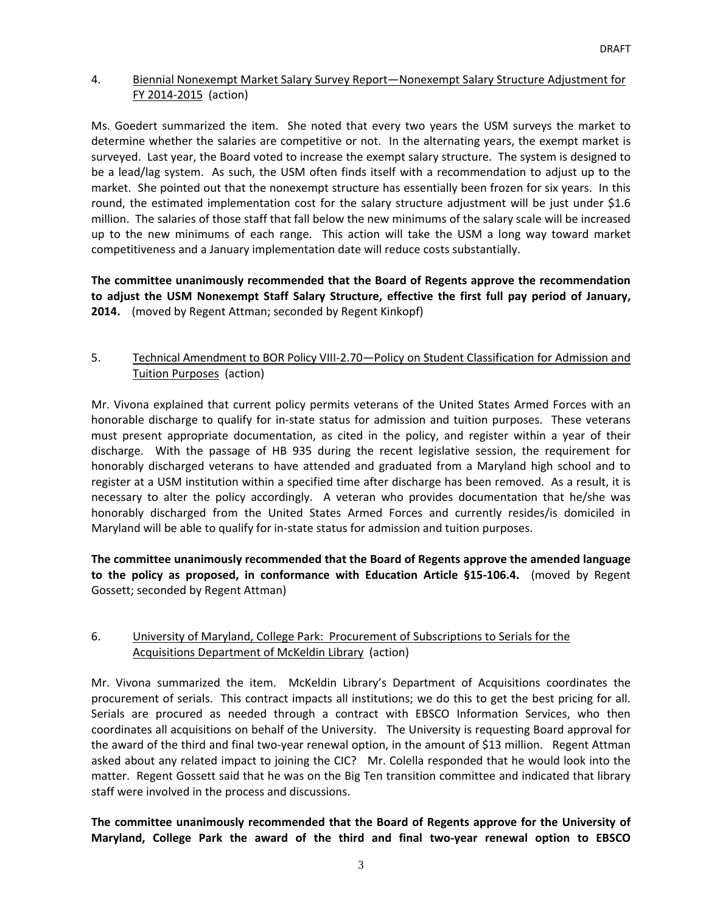4. Biennial Nonexempt Market Salary Survey Report—Nonexempt Salary Structure Adjustment for FY 2014-2015 (action)

Ms. Goedert summarized the item. She noted that every two years the USM surveys the market to determine whether the salaries are competitive or not. In the alternating years, the exempt market is surveyed. Last year, the Board voted to increase the exempt salary structure. The system is designed to be a lead/lag system. As such, the USM often finds itself with a recommendation to adjust up to the market. She pointed out that the nonexempt structure has essentially been frozen for six years. In this round, the estimated implementation cost for the salary structure adjustment will be just under $1.6 million. The salaries of those staff that fall below the new minimums of the salary scale will be increased up to the new minimums of each range. This action will take the USM a long way toward market competitiveness and a January implementation date will reduce costs substantially.

**The committee unanimously recommended that the Board of Regents approve the recommendation to adjust the USM Nonexempt Staff Salary Structure, effective the first full pay period of January, 2014.** (moved by Regent Attman; seconded by Regent Kinkopf)

5. Technical Amendment to BOR Policy VIII-2.70—Policy on Student Classification for Admission and Tuition Purposes (action)

Mr. Vivona explained that current policy permits veterans of the United States Armed Forces with an honorable discharge to qualify for in-state status for admission and tuition purposes. These veterans must present appropriate documentation, as cited in the policy, and register within a year of their discharge. With the passage of HB 935 during the recent legislative session, the requirement for honorably discharged veterans to have attended and graduated from a Maryland high school and to register at a USM institution within a specified time after discharge has been removed. As a result, it is necessary to alter the policy accordingly. A veteran who provides documentation that he/she was honorably discharged from the United States Armed Forces and currently resides/is domiciled in Maryland will be able to qualify for in-state status for admission and tuition purposes.

**The committee unanimously recommended that the Board of Regents approve the amended language to the policy as proposed, in conformance with Education Article §15-106.4.** (moved by Regent Gossett; seconded by Regent Attman)

6. University of Maryland, College Park: Procurement of Subscriptions to Serials for the Acquisitions Department of McKeldin Library (action)

Mr. Vivona summarized the item. McKeldin Library's Department of Acquisitions coordinates the procurement of serials. This contract impacts all institutions; we do this to get the best pricing for all. Serials are procured as needed through a contract with EBSCO Information Services, who then coordinates all acquisitions on behalf of the University. The University is requesting Board approval for the award of the third and final two-year renewal option, in the amount of $13 million. Regent Attman asked about any related impact to joining the CIC? Mr. Colella responded that he would look into the matter. Regent Gossett said that he was on the Big Ten transition committee and indicated that library staff were involved in the process and discussions.

**The committee unanimously recommended that the Board of Regents approve for the University of Maryland, College Park the award of the third and final two-year renewal option to EBSCO**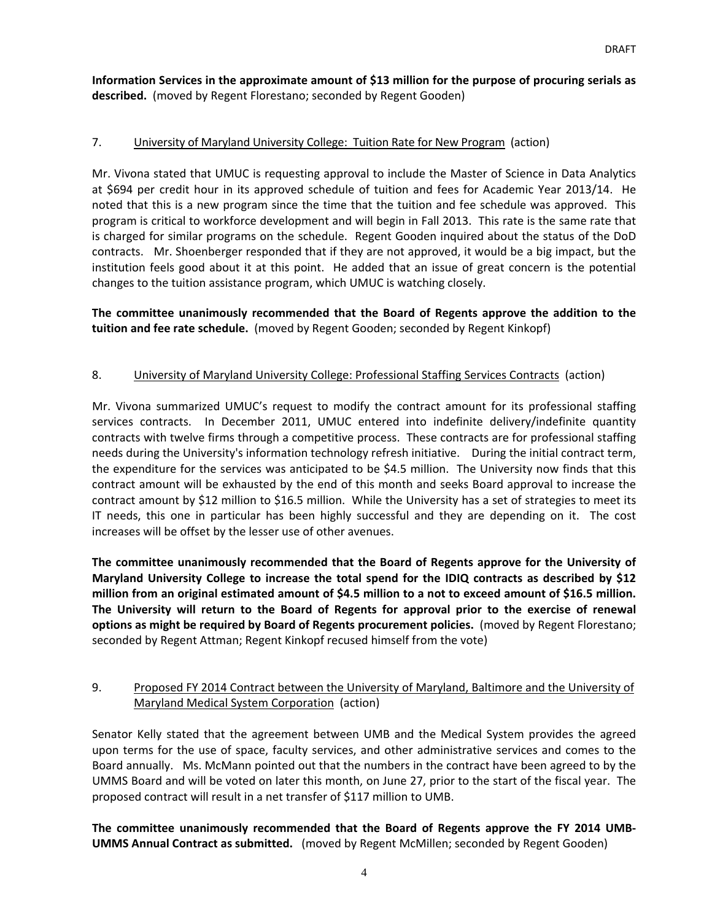**Information Services in the approximate amount of $13 million for the purpose of procuring serials as described.** (moved by Regent Florestano; seconded by Regent Gooden)

7. University of Maryland University College: Tuition Rate for New Program (action)

Mr. Vivona stated that UMUC is requesting approval to include the Master of Science in Data Analytics at $694 per credit hour in its approved schedule of tuition and fees for Academic Year 2013/14. He noted that this is a new program since the time that the tuition and fee schedule was approved. This program is critical to workforce development and will begin in Fall 2013. This rate is the same rate that is charged for similar programs on the schedule. Regent Gooden inquired about the status of the DoD contracts. Mr. Shoenberger responded that if they are not approved, it would be a big impact, but the institution feels good about it at this point. He added that an issue of great concern is the potential changes to the tuition assistance program, which UMUC is watching closely.

**The committee unanimously recommended that the Board of Regents approve the addition to the tuition and fee rate schedule.** (moved by Regent Gooden; seconded by Regent Kinkopf)

8. University of Maryland University College: Professional Staffing Services Contracts (action)

Mr. Vivona summarized UMUC's request to modify the contract amount for its professional staffing services contracts. In December 2011, UMUC entered into indefinite delivery/indefinite quantity contracts with twelve firms through a competitive process. These contracts are for professional staffing needs during the University's information technology refresh initiative. During the initial contract term, the expenditure for the services was anticipated to be $4.5 million. The University now finds that this contract amount will be exhausted by the end of this month and seeks Board approval to increase the contract amount by $12 million to $16.5 million. While the University has a set of strategies to meet its IT needs, this one in particular has been highly successful and they are depending on it. The cost increases will be offset by the lesser use of other avenues.

**The committee unanimously recommended that the Board of Regents approve for the University of Maryland University College to increase the total spend for the IDIQ contracts as described by $12 million from an original estimated amount of $4.5 million to a not to exceed amount of $16.5 million. The University will return to the Board of Regents for approval prior to the exercise of renewal options as might be required by Board of Regents procurement policies.** (moved by Regent Florestano; seconded by Regent Attman; Regent Kinkopf recused himself from the vote)

9. Proposed FY 2014 Contract between the University of Maryland, Baltimore and the University of Maryland Medical System Corporation (action)

Senator Kelly stated that the agreement between UMB and the Medical System provides the agreed upon terms for the use of space, faculty services, and other administrative services and comes to the Board annually. Ms. McMann pointed out that the numbers in the contract have been agreed to by the UMMS Board and will be voted on later this month, on June 27, prior to the start of the fiscal year. The proposed contract will result in a net transfer of $117 million to UMB.

**The committee unanimously recommended that the Board of Regents approve the FY 2014 UMB-UMMS Annual Contract as submitted.** (moved by Regent McMillen; seconded by Regent Gooden)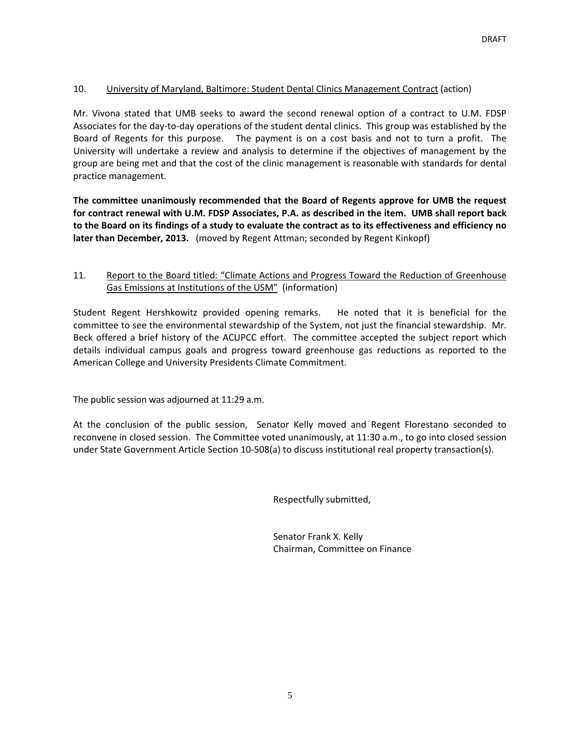10. University of Maryland, Baltimore: Student Dental Clinics Management Contract (action)

Mr. Vivona stated that UMB seeks to award the second renewal option of a contract to U.M. FDSP Associates for the day-to-day operations of the student dental clinics. This group was established by the Board of Regents for this purpose. The payment is on a cost basis and not to turn a profit. The University will undertake a review and analysis to determine if the objectives of management by the group are being met and that the cost of the clinic management is reasonable with standards for dental practice management.

**The committee unanimously recommended that the Board of Regents approve for UMB the request for contract renewal with U.M. FDSP Associates, P.A. as described in the item. UMB shall report back to the Board on its findings of a study to evaluate the contract as to its effectiveness and efficiency no later than December, 2013.** (moved by Regent Attman; seconded by Regent Kinkopf)

11. Report to the Board titled: "Climate Actions and Progress Toward the Reduction of Greenhouse Gas Emissions at Institutions of the USM" (information)

Student Regent Hershkowitz provided opening remarks. He noted that it is beneficial for the committee to see the environmental stewardship of the System, not just the financial stewardship. Mr. Beck offered a brief history of the ACUPCC effort. The committee accepted the subject report which details individual campus goals and progress toward greenhouse gas reductions as reported to the American College and University Presidents Climate Commitment.

The public session was adjourned at 11:29 a.m.

At the conclusion of the public session, Senator Kelly moved and Regent Florestano seconded to reconvene in closed session. The Committee voted unanimously, at 11:30 a.m., to go into closed session under State Government Article Section 10-508(a) to discuss institutional real property transaction(s).

Respectfully submitted,

Senator Frank X. Kelly
Chairman, Committee on Finance